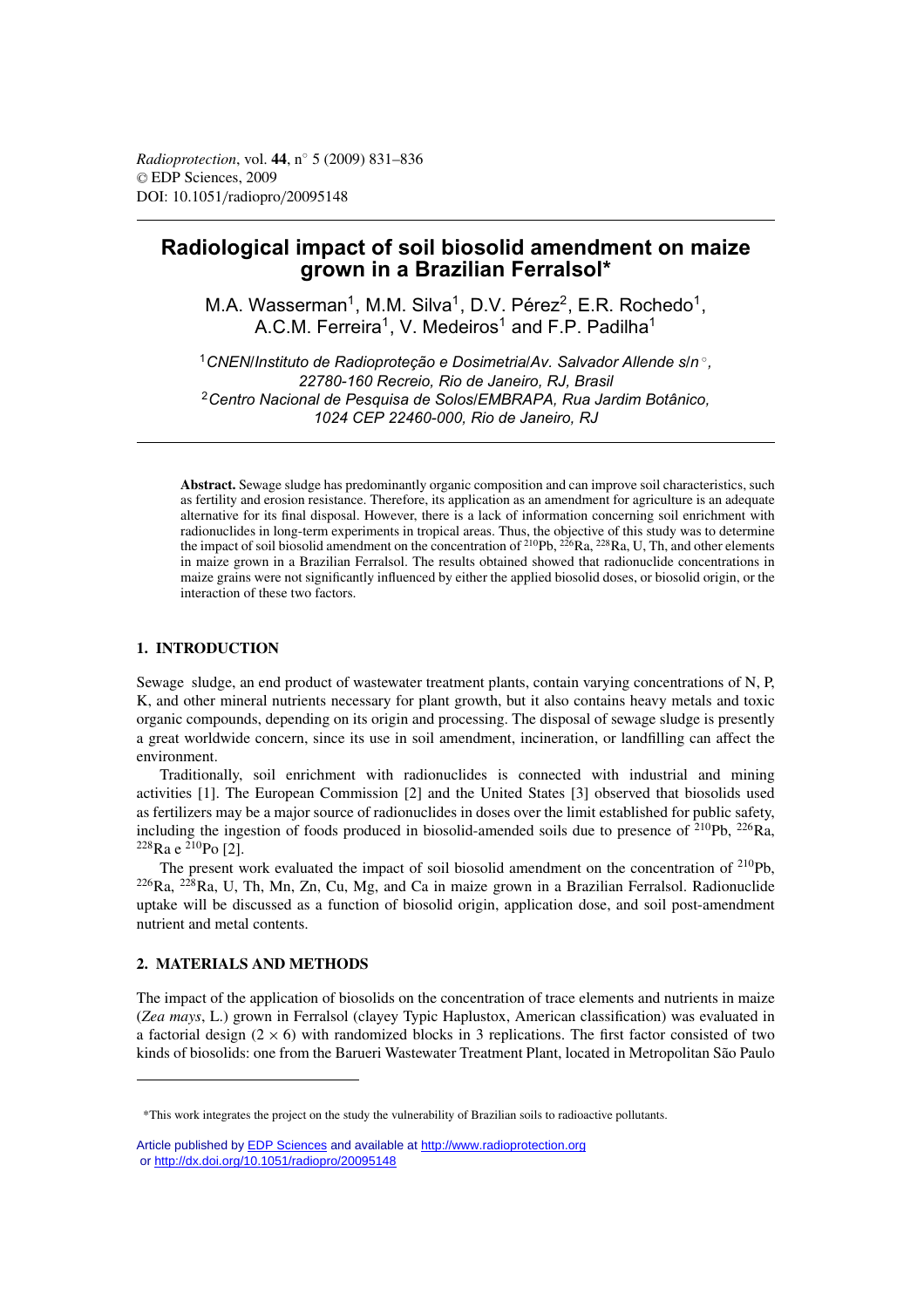# Radiological impact of soil biosolid amendment on maize grown in a Brazilian Ferralsol*

M.A. Wasserman[1], M.M. Silva[1], D.V. Pérez[2], E.R. Rochedo[1], A.C.M. Ferreira[1], V. Medeiros[1] and F.P. Padilha[1]

[1] *CNEN/Instituto de Radioproteção e Dosimetria/Av. Salvador Allende s/n°, 22780-160 Recreio, Rio de Janeiro, RJ, Brasil*
[2] *Centro Nacional de Pesquisa de Solos/EMBRAPA, Rua Jardim Botânico, 1024 CEP 22460-000, Rio de Janeiro, RJ*

**Abstract.** Sewage sludge has predominantly organic composition and can improve soil characteristics, such as fertility and erosion resistance. Therefore, its application as an amendment for agriculture is an adequate alternative for its final disposal. However, there is a lack of information concerning soil enrichment with radionuclides in long-term experiments in tropical areas. Thus, the objective of this study was to determine the impact of soil biosolid amendment on the concentration of $^{210}$Pb, $^{226}$Ra, $^{228}$Ra, U, Th, and other elements in maize grown in a Brazilian Ferralsol. The results obtained showed that radionuclide concentrations in maize grains were not significantly influenced by either the applied biosolid doses, or biosolid origin, or the interaction of these two factors.

## 1. INTRODUCTION

Sewage sludge, an end product of wastewater treatment plants, contain varying concentrations of N, P, K, and other mineral nutrients necessary for plant growth, but it also contains heavy metals and toxic organic compounds, depending on its origin and processing. The disposal of sewage sludge is presently a great worldwide concern, since its use in soil amendment, incineration, or landfilling can affect the environment.

Traditionally, soil enrichment with radionuclides is connected with industrial and mining activities [1]. The European Commission [2] and the United States [3] observed that biosolids used as fertilizers may be a major source of radionuclides in doses over the limit established for public safety, including the ingestion of foods produced in biosolid-amended soils due to presence of $^{210}$Pb, $^{226}$Ra, $^{228}$Ra e $^{210}$Po [2].

The present work evaluated the impact of soil biosolid amendment on the concentration of $^{210}$Pb, $^{226}$Ra, $^{228}$Ra, U, Th, Mn, Zn, Cu, Mg, and Ca in maize grown in a Brazilian Ferralsol. Radionuclide uptake will be discussed as a function of biosolid origin, application dose, and soil post-amendment nutrient and metal contents.

## 2. MATERIALS AND METHODS

The impact of the application of biosolids on the concentration of trace elements and nutrients in maize (*Zea mays*, L.) grown in Ferralsol (clayey Typic Haplustox, American classification) was evaluated in a factorial design ($2 \times 6$) with randomized blocks in 3 replications. The first factor consisted of two kinds of biosolids: one from the Barueri Wastewater Treatment Plant, located in Metropolitan São Paulo

---

*This work integrates the project on the study the vulnerability of Brazilian soils to radioactive pollutants.

Article published by EDP Sciences and available at http://www.radioprotection.org or http://dx.doi.org/10.1051/radiopro/20095148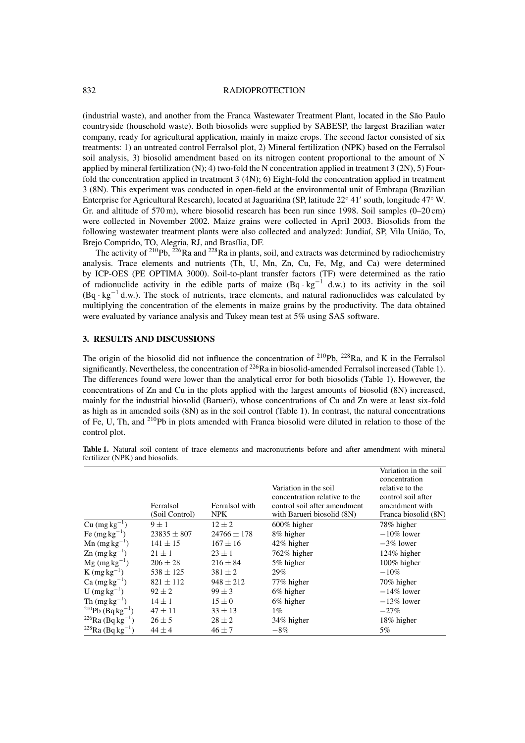(industrial waste), and another from the Franca Wastewater Treatment Plant, located in the São Paulo countryside (household waste). Both biosolids were supplied by SABESP, the largest Brazilian water company, ready for agricultural application, mainly in maize crops. The second factor consisted of six treatments: 1) an untreated control Ferralsol plot, 2) Mineral fertilization (NPK) based on the Ferralsol soil analysis, 3) biosolid amendment based on its nitrogen content proportional to the amount of N applied by mineral fertilization (N); 4) two-fold the N concentration applied in treatment 3 (2N), 5) Four-fold the concentration applied in treatment 3 (4N); 6) Eight-fold the concentration applied in treatment 3 (8N). This experiment was conducted in open-field at the environmental unit of Embrapa (Brazilian Enterprise for Agricultural Research), located at Jaguariúna (SP, latitude 22° 41′ south, longitude 47° W. Gr. and altitude of 570 m), where biosolid research has been run since 1998. Soil samples (0–20 cm) were collected in November 2002. Maize grains were collected in April 2003. Biosolids from the following wastewater treatment plants were also collected and analyzed: Jundiaí, SP, Vila União, To, Brejo Comprido, TO, Alegria, RJ, and Brasília, DF.

The activity of $^{210}$Pb, $^{226}$Ra and $^{228}$Ra in plants, soil, and extracts was determined by radiochemistry analysis. Trace elements and nutrients (Th, U, Mn, Zn, Cu, Fe, Mg, and Ca) were determined by ICP-OES (PE OPTIMA 3000). Soil-to-plant transfer factors (TF) were determined as the ratio of radionuclide activity in the edible parts of maize ($Bq \cdot kg^{-1}$ d.w.) to its activity in the soil ($Bq \cdot kg^{-1}$ d.w.). The stock of nutrients, trace elements, and natural radionuclides was calculated by multiplying the concentration of the elements in maize grains by the productivity. The data obtained were evaluated by variance analysis and Tukey mean test at 5% using SAS software.

## 3. RESULTS AND DISCUSSIONS

The origin of the biosolid did not influence the concentration of $^{210}$Pb, $^{228}$Ra, and K in the Ferralsol significantly. Nevertheless, the concentration of $^{226}$Ra in biosolid-amended Ferralsol increased (Table 1). The differences found were lower than the analytical error for both biosolids (Table 1). However, the concentrations of Zn and Cu in the plots applied with the largest amounts of biosolid (8N) increased, mainly for the industrial biosolid (Barueri), whose concentrations of Cu and Zn were at least six-fold as high as in amended soils (8N) as in the soil control (Table 1). In contrast, the natural concentrations of Fe, U, Th, and $^{210}$Pb in plots amended with Franca biosolid were diluted in relation to those of the control plot.

**Table 1.** Natural soil content of trace elements and macronutrients before and after amendment with mineral fertilizer (NPK) and biosolids.

| | Ferralsol (Soil Control) | Ferralsol with NPK | Variation in the soil concentration relative to the control soil after amendment with Barueri biosolid (8N) | Variation in the soil concentration relative to the control soil after amendment with Franca biosolid (8N) |
|---|---|---|---|---|
| Cu ($mg\,kg^{-1}$) | $9 \pm 1$ | $12 \pm 2$ | 600% higher | 78% higher |
| Fe ($mg\,kg^{-1}$) | $23835 \pm 807$ | $24766 \pm 178$ | 8% higher | −10% lower |
| Mn ($mg\,kg^{-1}$) | $141 \pm 15$ | $167 \pm 16$ | 42% higher | −3% lower |
| Zn ($mg\,kg^{-1}$) | $21 \pm 1$ | $23 \pm 1$ | 762% higher | 124% higher |
| Mg ($mg\,kg^{-1}$) | $206 \pm 28$ | $216 \pm 84$ | 5% higher | 100% higher |
| K ($mg\,kg^{-1}$) | $538 \pm 125$ | $381 \pm 2$ | 29% | −10% |
| Ca ($mg\,kg^{-1}$) | $821 \pm 112$ | $948 \pm 212$ | 77% higher | 70% higher |
| U ($mg\,kg^{-1}$) | $92 \pm 2$ | $99 \pm 3$ | 6% higher | −14% lower |
| Th ($mg\,kg^{-1}$) | $14 \pm 1$ | $15 \pm 0$ | 6% higher | −13% lower |
| $^{210}$Pb ($Bq\,kg^{-1}$) | $47 \pm 11$ | $33 \pm 13$ | 1% | −27% |
| $^{226}$Ra ($Bq\,kg^{-1}$) | $26 \pm 5$ | $28 \pm 2$ | 34% higher | 18% higher |
| $^{228}$Ra ($Bq\,kg^{-1}$) | $44 \pm 4$ | $46 \pm 7$ | −8% | 5% |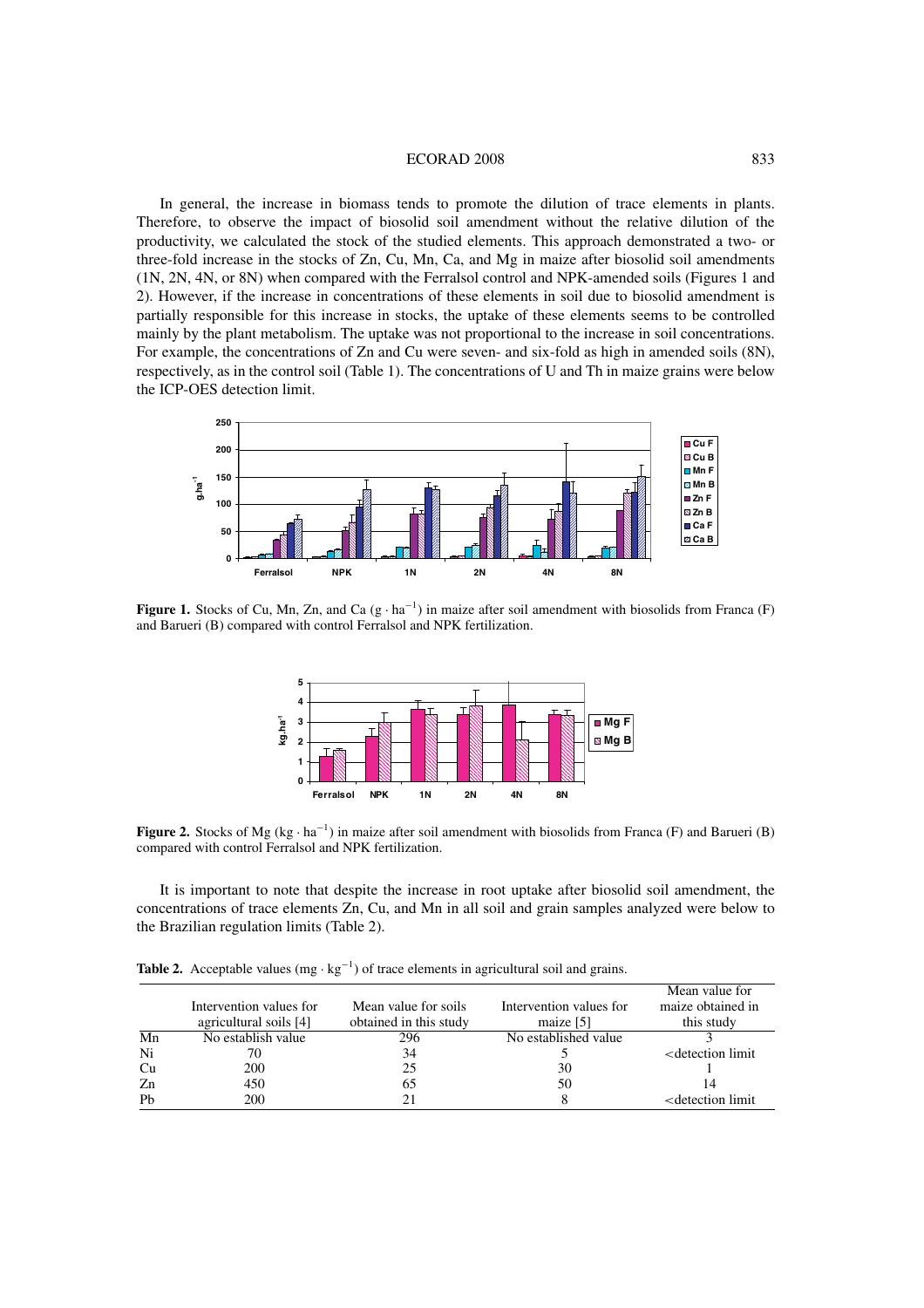In general, the increase in biomass tends to promote the dilution of trace elements in plants. Therefore, to observe the impact of biosolid soil amendment without the relative dilution of the productivity, we calculated the stock of the studied elements. This approach demonstrated a two- or three-fold increase in the stocks of Zn, Cu, Mn, Ca, and Mg in maize after biosolid soil amendments (1N, 2N, 4N, or 8N) when compared with the Ferralsol control and NPK-amended soils (Figures 1 and 2). However, if the increase in concentrations of these elements in soil due to biosolid amendment is partially responsible for this increase in stocks, the uptake of these elements seems to be controlled mainly by the plant metabolism. The uptake was not proportional to the increase in soil concentrations. For example, the concentrations of Zn and Cu were seven- and six-fold as high in amended soils (8N), respectively, as in the control soil (Table 1). The concentrations of U and Th in maize grains were below the ICP-OES detection limit.

**Figure 1.** Stocks of Cu, Mn, Zn, and Ca ($g \cdot ha^{-1}$) in maize after soil amendment with biosolids from Franca (F) and Barueri (B) compared with control Ferralsol and NPK fertilization.

**Figure 2.** Stocks of Mg ($kg \cdot ha^{-1}$) in maize after soil amendment with biosolids from Franca (F) and Barueri (B) compared with control Ferralsol and NPK fertilization.

It is important to note that despite the increase in root uptake after biosolid soil amendment, the concentrations of trace elements Zn, Cu, and Mn in all soil and grain samples analyzed were below to the Brazilian regulation limits (Table 2).

**Table 2.** Acceptable values ($mg \cdot kg^{-1}$) of trace elements in agricultural soil and grains.

| | Intervention values for agricultural soils [4] | Mean value for soils obtained in this study | Intervention values for maize [5] | Mean value for maize obtained in this study |
|---|---|---|---|---|
| Mn | No establish value | 296 | No established value | 3 |
| Ni | 70 | 34 | 5 | <detection limit |
| Cu | 200 | 25 | 30 | 1 |
| Zn | 450 | 65 | 50 | 14 |
| Pb | 200 | 21 | 8 | <detection limit |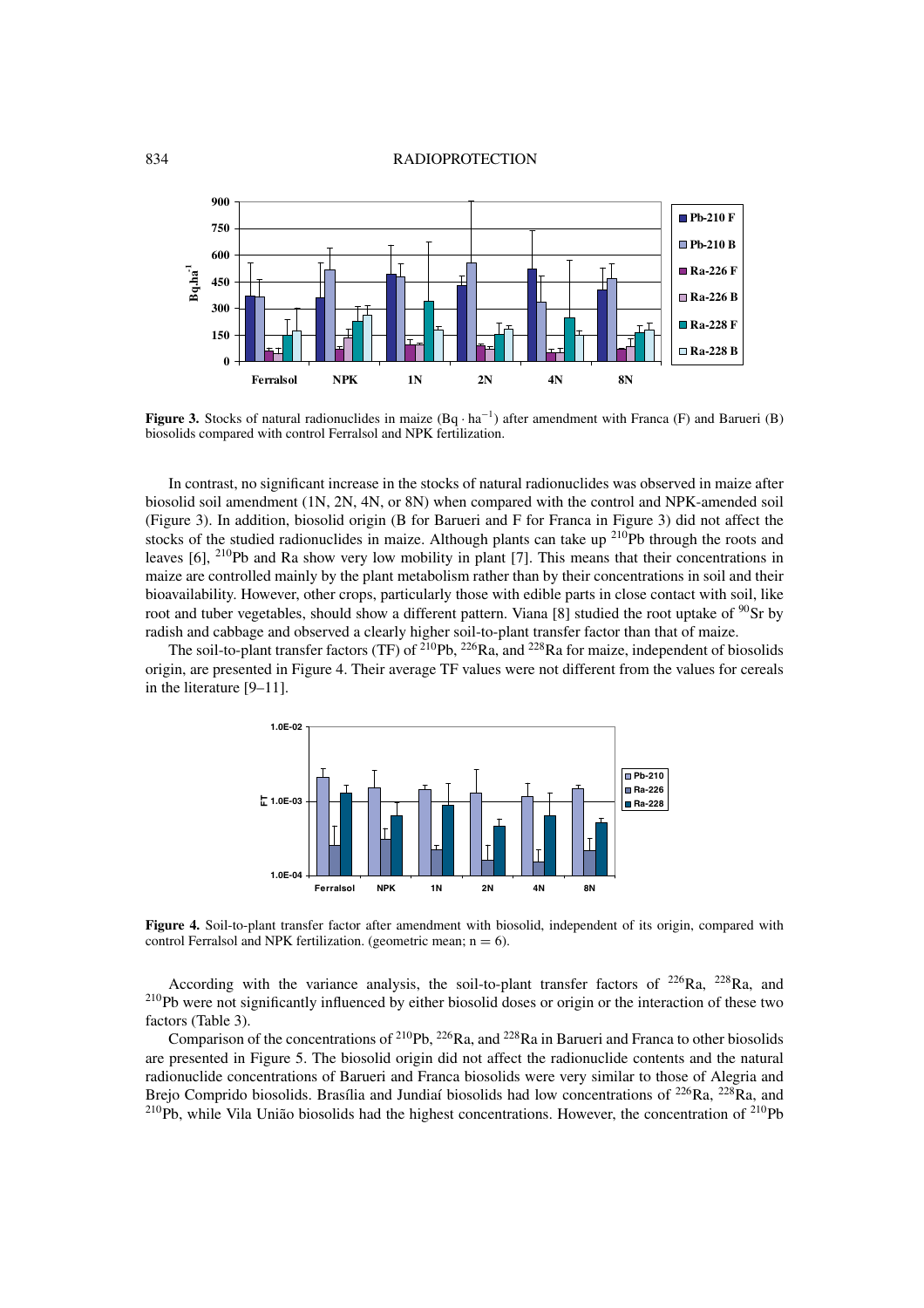**Figure 3.** Stocks of natural radionuclides in maize ($Bq \cdot ha^{-1}$) after amendment with Franca (F) and Barueri (B) biosolids compared with control Ferralsol and NPK fertilization.

In contrast, no significant increase in the stocks of natural radionuclides was observed in maize after biosolid soil amendment (1N, 2N, 4N, or 8N) when compared with the control and NPK-amended soil (Figure 3). In addition, biosolid origin (B for Barueri and F for Franca in Figure 3) did not affect the stocks of the studied radionuclides in maize. Although plants can take up $^{210}$Pb through the roots and leaves [6], $^{210}$Pb and Ra show very low mobility in plant [7]. This means that their concentrations in maize are controlled mainly by the plant metabolism rather than by their concentrations in soil and their bioavailability. However, other crops, particularly those with edible parts in close contact with soil, like root and tuber vegetables, should show a different pattern. Viana [8] studied the root uptake of $^{90}$Sr by radish and cabbage and observed a clearly higher soil-to-plant transfer factor than that of maize.

The soil-to-plant transfer factors (TF) of $^{210}$Pb, $^{226}$Ra, and $^{228}$Ra for maize, independent of biosolids origin, are presented in Figure 4. Their average TF values were not different from the values for cereals in the literature [9–11].

**Figure 4.** Soil-to-plant transfer factor after amendment with biosolid, independent of its origin, compared with control Ferralsol and NPK fertilization. (geometric mean; $n = 6$).

According with the variance analysis, the soil-to-plant transfer factors of $^{226}$Ra, $^{228}$Ra, and $^{210}$Pb were not significantly influenced by either biosolid doses or origin or the interaction of these two factors (Table 3).

Comparison of the concentrations of $^{210}$Pb, $^{226}$Ra, and $^{228}$Ra in Barueri and Franca to other biosolids are presented in Figure 5. The biosolid origin did not affect the radionuclide contents and the natural radionuclide concentrations of Barueri and Franca biosolids were very similar to those of Alegria and Brejo Comprido biosolids. Brasília and Jundiaí biosolids had low concentrations of $^{226}$Ra, $^{228}$Ra, and $^{210}$Pb, while Vila União biosolids had the highest concentrations. However, the concentration of $^{210}$Pb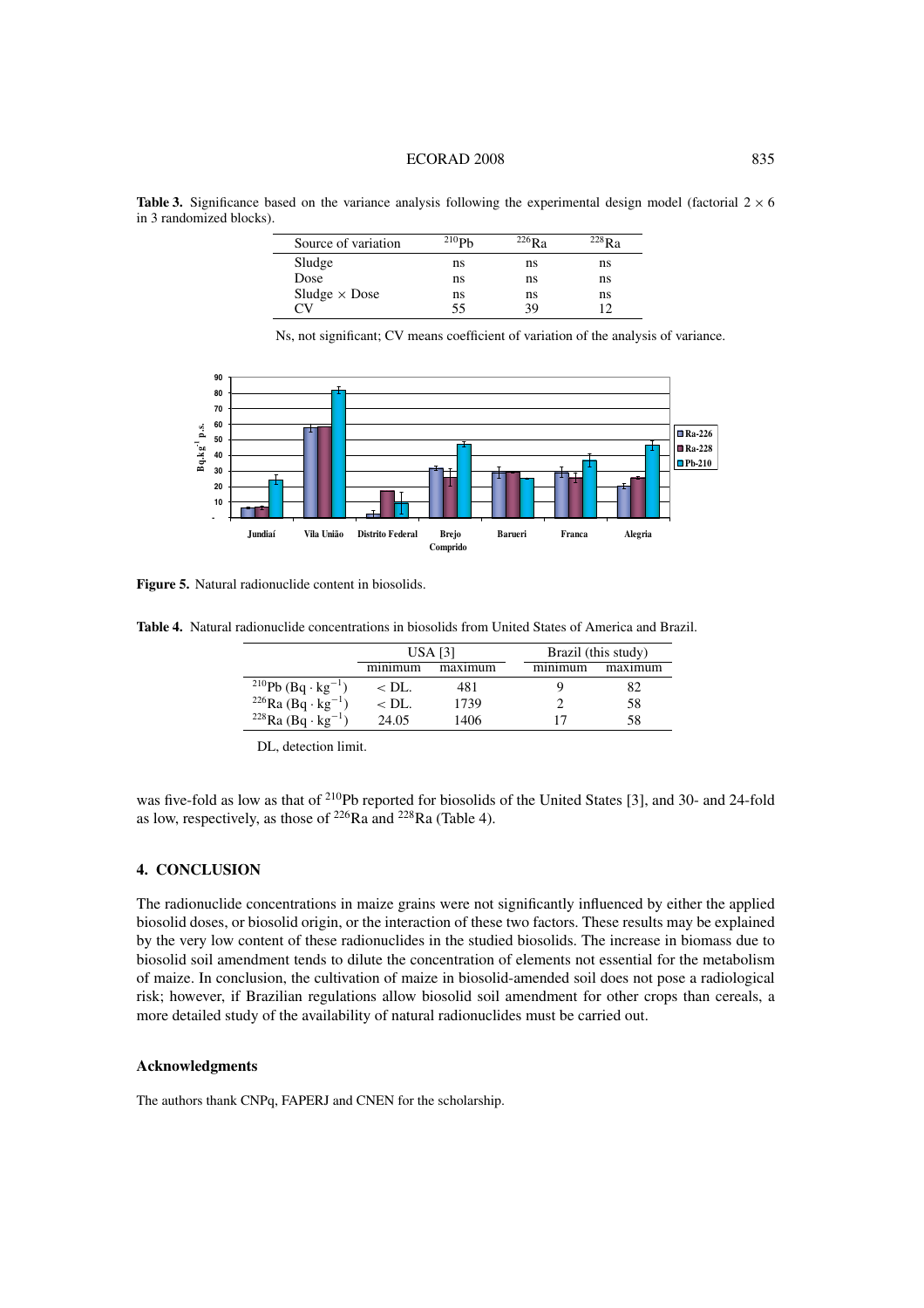**Table 3.** Significance based on the variance analysis following the experimental design model (factorial $2 \times 6$ in 3 randomized blocks).

| Source of variation | $^{210}$Pb | $^{226}$Ra | $^{228}$Ra |
|---|---|---|---|
| Sludge | ns | ns | ns |
| Dose | ns | ns | ns |
| Sludge $\times$ Dose | ns | ns | ns |
| CV | 55 | 39 | 12 |

Ns, not significant; CV means coefficient of variation of the analysis of variance.

**Figure 5.** Natural radionuclide content in biosolids.

**Table 4.** Natural radionuclide concentrations in biosolids from United States of America and Brazil.

| | USA [3] | | Brazil (this study) | |
|---|---|---|---|---|
| | minimum | maximum | minimum | maximum |
| $^{210}$Pb (Bq $\cdot$ kg$^{-1}$) | < DL. | 481 | 9 | 82 |
| $^{226}$Ra (Bq $\cdot$ kg$^{-1}$) | < DL. | 1739 | 2 | 58 |
| $^{228}$Ra (Bq $\cdot$ kg$^{-1}$) | 24.05 | 1406 | 17 | 58 |

DL, detection limit.

was five-fold as low as that of $^{210}$Pb reported for biosolids of the United States [3], and 30- and 24-fold as low, respectively, as those of $^{226}$Ra and $^{228}$Ra (Table 4).

## 4. CONCLUSION

The radionuclide concentrations in maize grains were not significantly influenced by either the applied biosolid doses, or biosolid origin, or the interaction of these two factors. These results may be explained by the very low content of these radionuclides in the studied biosolids. The increase in biomass due to biosolid soil amendment tends to dilute the concentration of elements not essential for the metabolism of maize. In conclusion, the cultivation of maize in biosolid-amended soil does not pose a radiological risk; however, if Brazilian regulations allow biosolid soil amendment for other crops than cereals, a more detailed study of the availability of natural radionuclides must be carried out.

### Acknowledgments

The authors thank CNPq, FAPERJ and CNEN for the scholarship.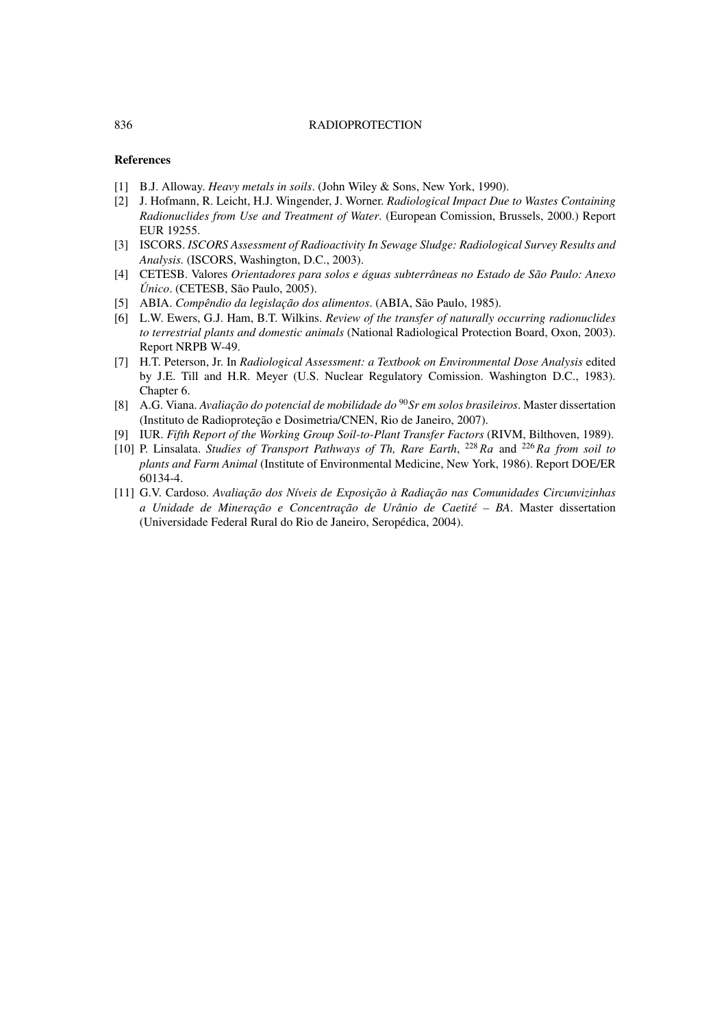**References**

[1] B.J. Alloway. *Heavy metals in soils*. (John Wiley & Sons, New York, 1990).

[2] J. Hofmann, R. Leicht, H.J. Wingender, J. Worner. *Radiological Impact Due to Wastes Containing Radionuclides from Use and Treatment of Water*. (European Comission, Brussels, 2000.) Report EUR 19255.

[3] ISCORS. *ISCORS Assessment of Radioactivity In Sewage Sludge: Radiological Survey Results and Analysis.* (ISCORS, Washington, D.C., 2003).

[4] CETESB. Valores *Orientadores para solos e águas subterrâneas no Estado de São Paulo: Anexo Único*. (CETESB, São Paulo, 2005).

[5] ABIA. *Compêndio da legislação dos alimentos*. (ABIA, São Paulo, 1985).

[6] L.W. Ewers, G.J. Ham, B.T. Wilkins. *Review of the transfer of naturally occurring radionuclides to terrestrial plants and domestic animals* (National Radiological Protection Board, Oxon, 2003). Report NRPB W-49.

[7] H.T. Peterson, Jr. In *Radiological Assessment: a Textbook on Environmental Dose Analysis* edited by J.E. Till and H.R. Meyer (U.S. Nuclear Regulatory Comission. Washington D.C., 1983). Chapter 6.

[8] A.G. Viana. *Avaliação do potencial de mobilidade do $^{90}Sr$ em solos brasileiros*. Master dissertation (Instituto de Radioproteção e Dosimetria/CNEN, Rio de Janeiro, 2007).

[9] IUR. *Fifth Report of the Working Group Soil-to-Plant Transfer Factors* (RIVM, Bilthoven, 1989).

[10] P. Linsalata. *Studies of Transport Pathways of Th, Rare Earth*, $^{228}Ra$ and $^{226}Ra$ *from soil to plants and Farm Animal* (Institute of Environmental Medicine, New York, 1986). Report DOE/ER 60134-4.

[11] G.V. Cardoso. *Avaliação dos Níveis de Exposição à Radiação nas Comunidades Circunvizinhas a Unidade de Mineração e Concentração de Urânio de Caetité – BA*. Master dissertation (Universidade Federal Rural do Rio de Janeiro, Seropédica, 2004).